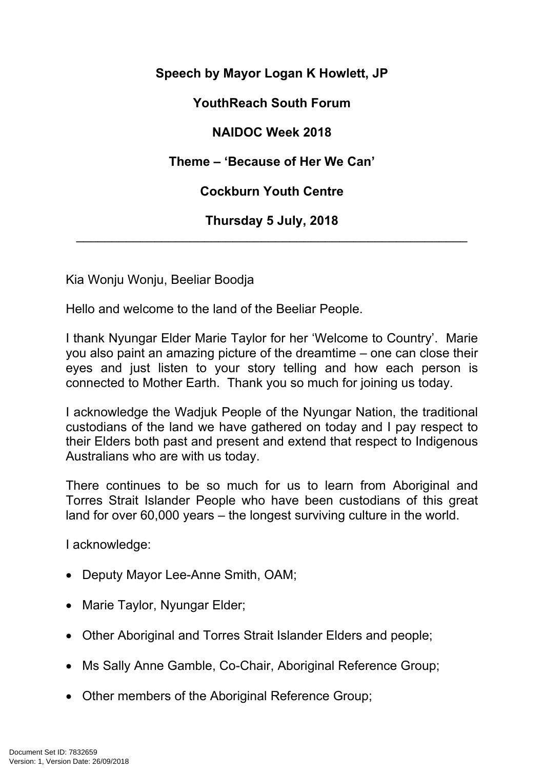**Speech by Mayor Logan K Howlett, JP**

**YouthReach South Forum**

**NAIDOC Week 2018**

**Theme – 'Because of Her We Can'**

**Cockburn Youth Centre**

**Thursday 5 July, 2018**

---

Kia Wonju Wonju, Beeliar Boodja

Hello and welcome to the land of the Beeliar People.

I thank Nyungar Elder Marie Taylor for her 'Welcome to Country'. Marie you also paint an amazing picture of the dreamtime – one can close their eyes and just listen to your story telling and how each person is connected to Mother Earth. Thank you so much for joining us today.

I acknowledge the Wadjuk People of the Nyungar Nation, the traditional custodians of the land we have gathered on today and I pay respect to their Elders both past and present and extend that respect to Indigenous Australians who are with us today.

There continues to be so much for us to learn from Aboriginal and Torres Strait Islander People who have been custodians of this great land for over 60,000 years – the longest surviving culture in the world.

I acknowledge:

- Deputy Mayor Lee-Anne Smith, OAM;
- Marie Taylor, Nyungar Elder;
- Other Aboriginal and Torres Strait Islander Elders and people;
- Ms Sally Anne Gamble, Co-Chair, Aboriginal Reference Group;
- Other members of the Aboriginal Reference Group;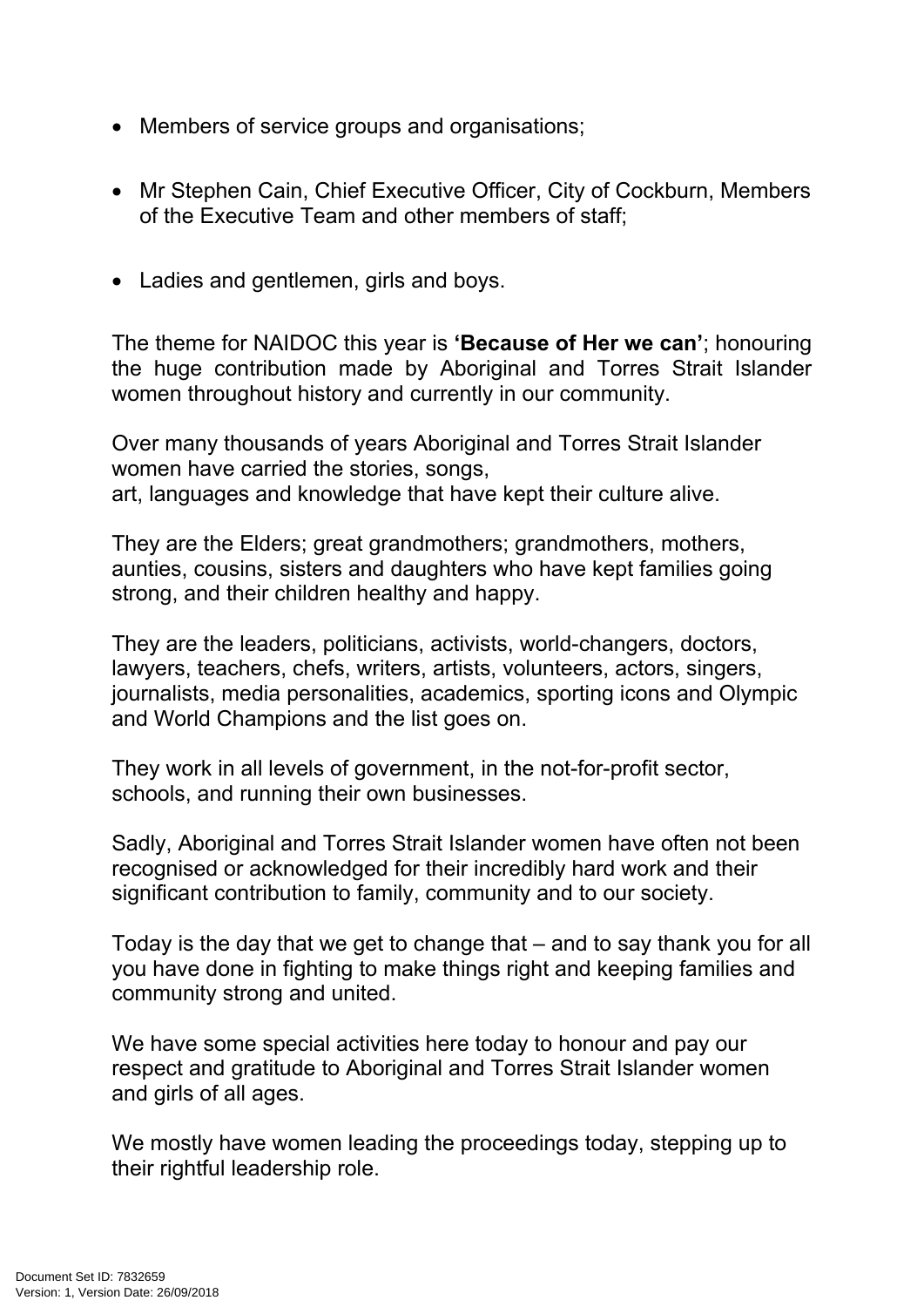- Members of service groups and organisations;
- Mr Stephen Cain, Chief Executive Officer, City of Cockburn, Members of the Executive Team and other members of staff;
- Ladies and gentlemen, girls and boys.

The theme for NAIDOC this year is **'Because of Her we can'**; honouring the huge contribution made by Aboriginal and Torres Strait Islander women throughout history and currently in our community.

Over many thousands of years Aboriginal and Torres Strait Islander women have carried the stories, songs,
art, languages and knowledge that have kept their culture alive.

They are the Elders; great grandmothers; grandmothers, mothers, aunties, cousins, sisters and daughters who have kept families going strong, and their children healthy and happy.

They are the leaders, politicians, activists, world-changers, doctors, lawyers, teachers, chefs, writers, artists, volunteers, actors, singers, journalists, media personalities, academics, sporting icons and Olympic and World Champions and the list goes on.

They work in all levels of government, in the not-for-profit sector, schools, and running their own businesses.

Sadly, Aboriginal and Torres Strait Islander women have often not been recognised or acknowledged for their incredibly hard work and their significant contribution to family, community and to our society.

Today is the day that we get to change that – and to say thank you for all you have done in fighting to make things right and keeping families and community strong and united.

We have some special activities here today to honour and pay our respect and gratitude to Aboriginal and Torres Strait Islander women and girls of all ages.

We mostly have women leading the proceedings today, stepping up to their rightful leadership role.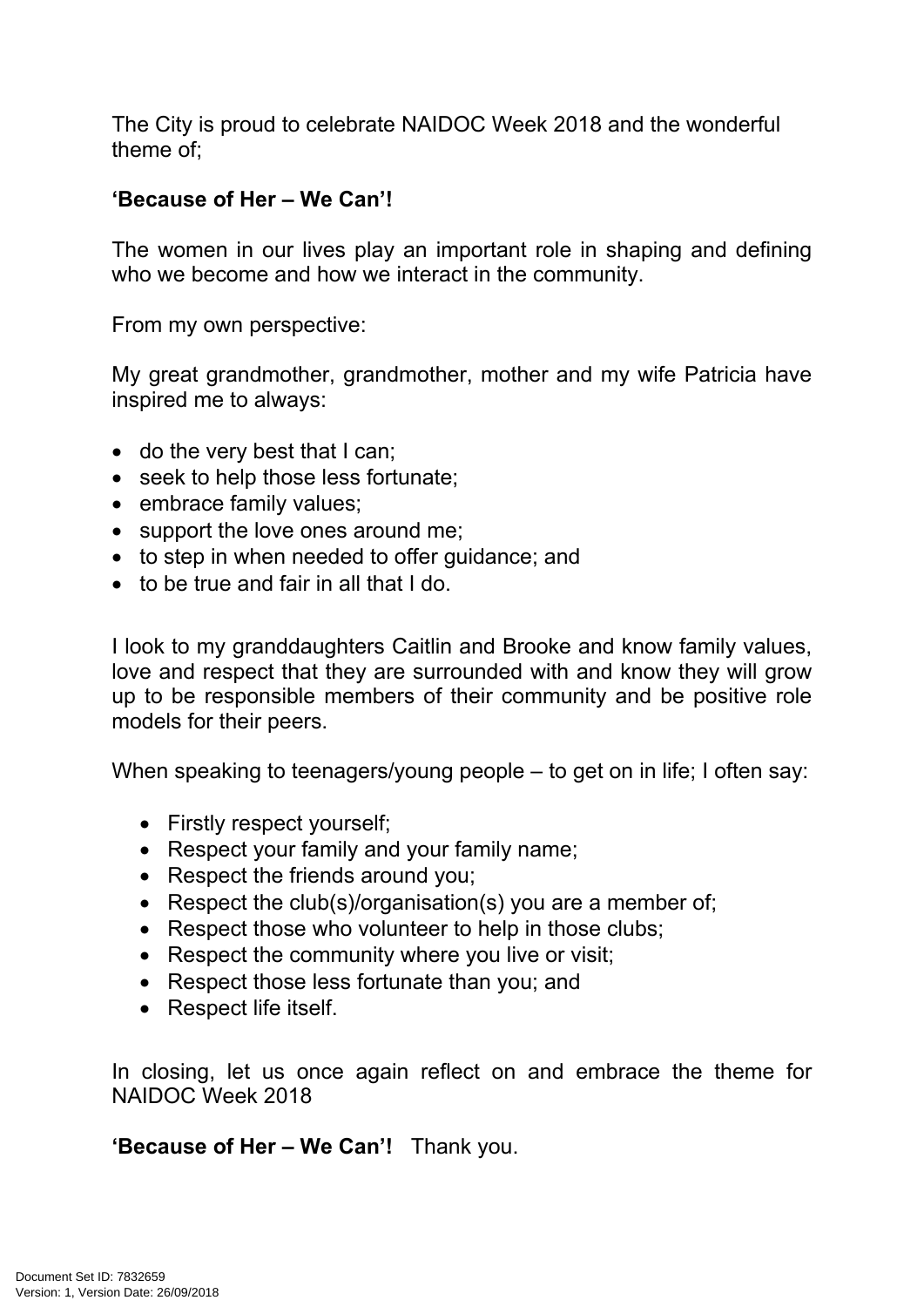The City is proud to celebrate NAIDOC Week 2018 and the wonderful theme of;

**'Because of Her – We Can'!**

The women in our lives play an important role in shaping and defining who we become and how we interact in the community.

From my own perspective:

My great grandmother, grandmother, mother and my wife Patricia have inspired me to always:

- do the very best that I can;
- seek to help those less fortunate;
- embrace family values;
- support the love ones around me;
- to step in when needed to offer guidance; and
- to be true and fair in all that I do.

I look to my granddaughters Caitlin and Brooke and know family values, love and respect that they are surrounded with and know they will grow up to be responsible members of their community and be positive role models for their peers.

When speaking to teenagers/young people – to get on in life; I often say:

- Firstly respect yourself;
- Respect your family and your family name;
- Respect the friends around you;
- Respect the club(s)/organisation(s) you are a member of;
- Respect those who volunteer to help in those clubs;
- Respect the community where you live or visit;
- Respect those less fortunate than you; and
- Respect life itself.

In closing, let us once again reflect on and embrace the theme for NAIDOC Week 2018

**'Because of Her – We Can'!** Thank you.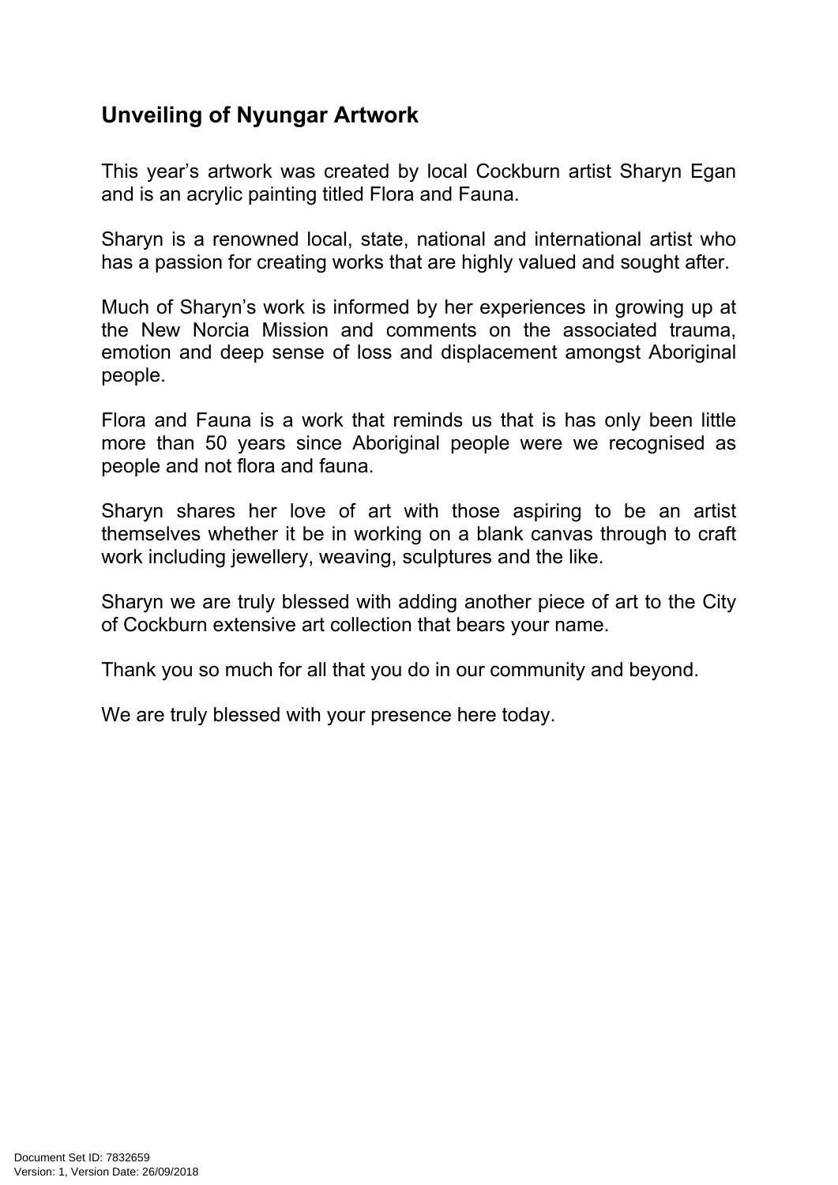## Unveiling of Nyungar Artwork

This year's artwork was created by local Cockburn artist Sharyn Egan and is an acrylic painting titled Flora and Fauna.

Sharyn is a renowned local, state, national and international artist who has a passion for creating works that are highly valued and sought after.

Much of Sharyn's work is informed by her experiences in growing up at the New Norcia Mission and comments on the associated trauma, emotion and deep sense of loss and displacement amongst Aboriginal people.

Flora and Fauna is a work that reminds us that is has only been little more than 50 years since Aboriginal people were we recognised as people and not flora and fauna.

Sharyn shares her love of art with those aspiring to be an artist themselves whether it be in working on a blank canvas through to craft work including jewellery, weaving, sculptures and the like.

Sharyn we are truly blessed with adding another piece of art to the City of Cockburn extensive art collection that bears your name.

Thank you so much for all that you do in our community and beyond.

We are truly blessed with your presence here today.

Document Set ID: 7832659
Version: 1, Version Date: 26/09/2018